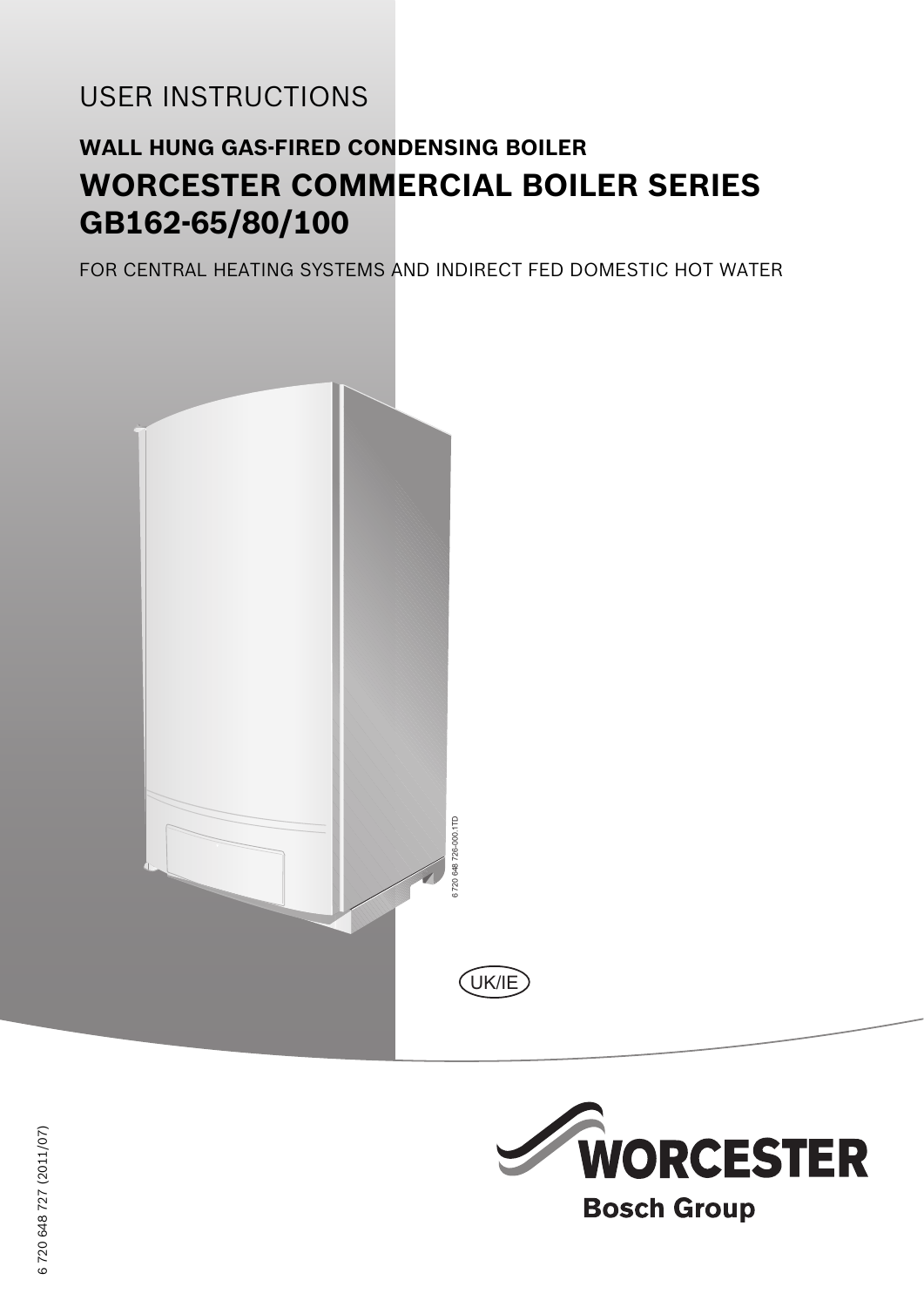USER INSTRUCTIONS

## WALL HUNG GAS-FIRED CONDENSING BOILER

# WORCESTER COMMERCIAL BOILER SERIES GB162-65/80/100

FOR CENTRAL HEATING SYSTEMS AND INDIRECT FED DOMESTIC HOT WATER

UK/IE

6 720 648 727 (2011/07)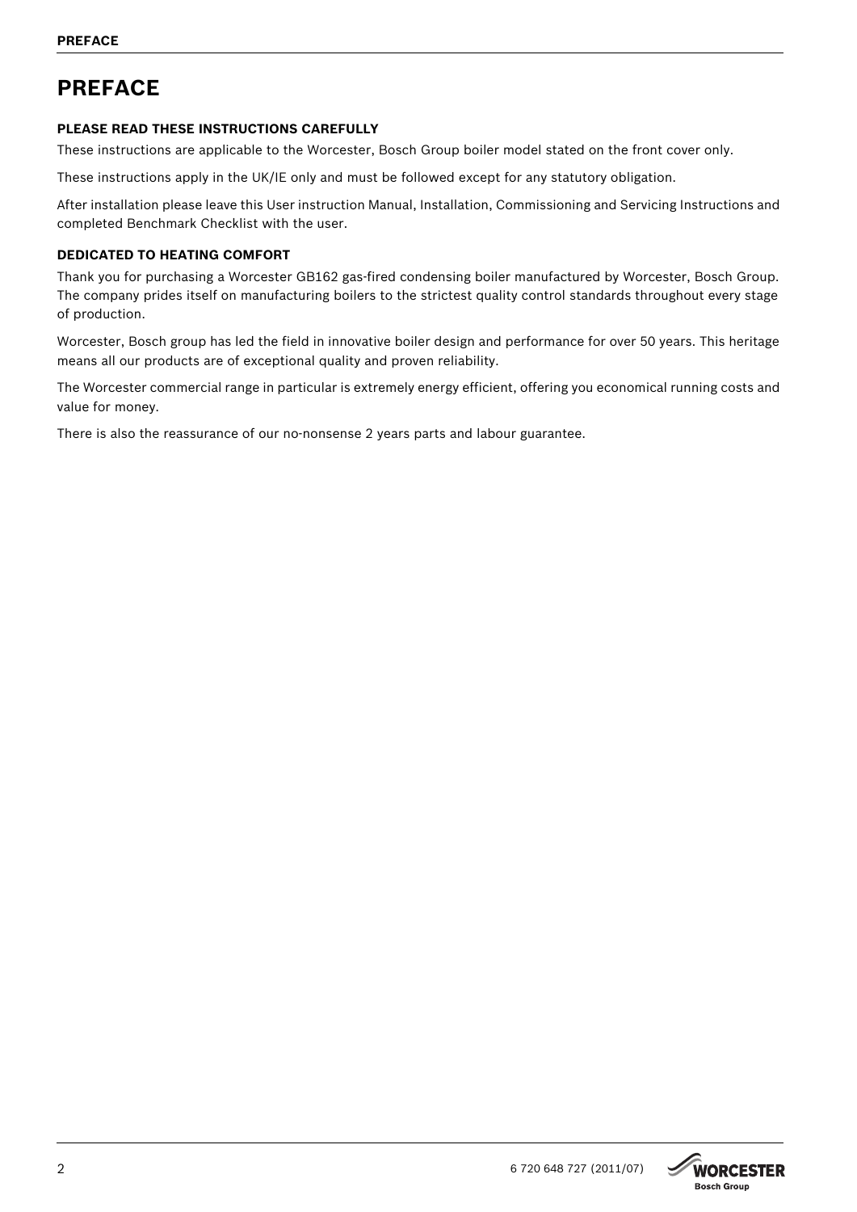# PREFACE

**PLEASE READ THESE INSTRUCTIONS CAREFULLY**

These instructions are applicable to the Worcester, Bosch Group boiler model stated on the front cover only.

These instructions apply in the UK/IE only and must be followed except for any statutory obligation.

After installation please leave this User instruction Manual, Installation, Commissioning and Servicing Instructions and completed Benchmark Checklist with the user.

**DEDICATED TO HEATING COMFORT**

Thank you for purchasing a Worcester GB162 gas-fired condensing boiler manufactured by Worcester, Bosch Group. The company prides itself on manufacturing boilers to the strictest quality control standards throughout every stage of production.

Worcester, Bosch group has led the field in innovative boiler design and performance for over 50 years. This heritage means all our products are of exceptional quality and proven reliability.

The Worcester commercial range in particular is extremely energy efficient, offering you economical running costs and value for money.

There is also the reassurance of our no-nonsense 2 years parts and labour guarantee.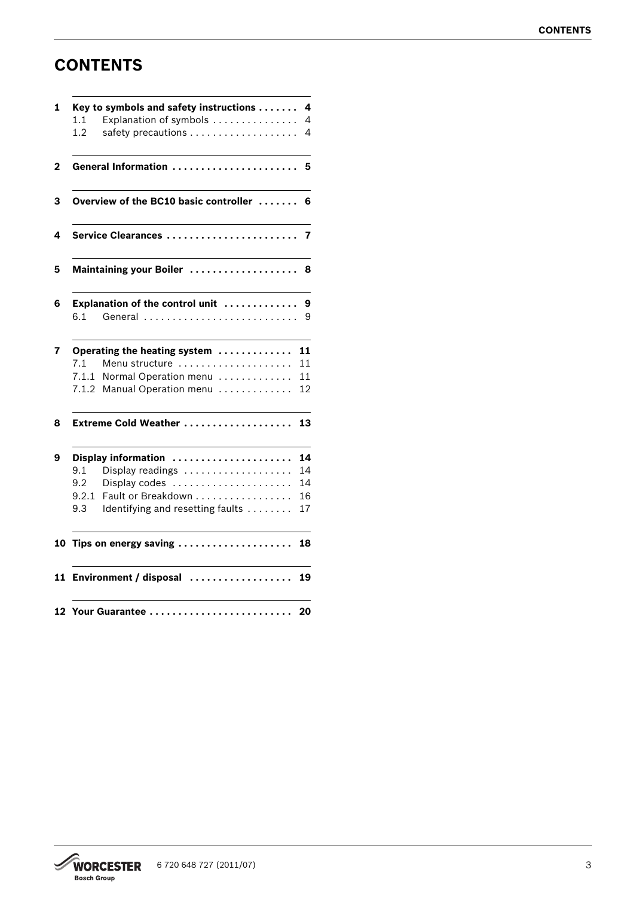# CONTENTS

| | | |
|---|---|---|
| **1** | **Key to symbols and safety instructions** | **4** |
| 1.1 | Explanation of symbols | 4 |
| 1.2 | safety precautions | 4 |
| **2** | **General Information** | **5** |
| **3** | **Overview of the BC10 basic controller** | **6** |
| **4** | **Service Clearances** | **7** |
| **5** | **Maintaining your Boiler** | **8** |
| **6** | **Explanation of the control unit** | **9** |
| 6.1 | General | 9 |
| **7** | **Operating the heating system** | **11** |
| 7.1 | Menu structure | 11 |
| 7.1.1 | Normal Operation menu | 11 |
| 7.1.2 | Manual Operation menu | 12 |
| **8** | **Extreme Cold Weather** | **13** |
| **9** | **Display information** | **14** |
| 9.1 | Display readings | 14 |
| 9.2 | Display codes | 14 |
| 9.2.1 | Fault or Breakdown | 16 |
| 9.3 | Identifying and resetting faults | 17 |
| **10** | **Tips on energy saving** | **18** |
| **11** | **Environment / disposal** | **19** |
| **12** | **Your Guarantee** | **20** |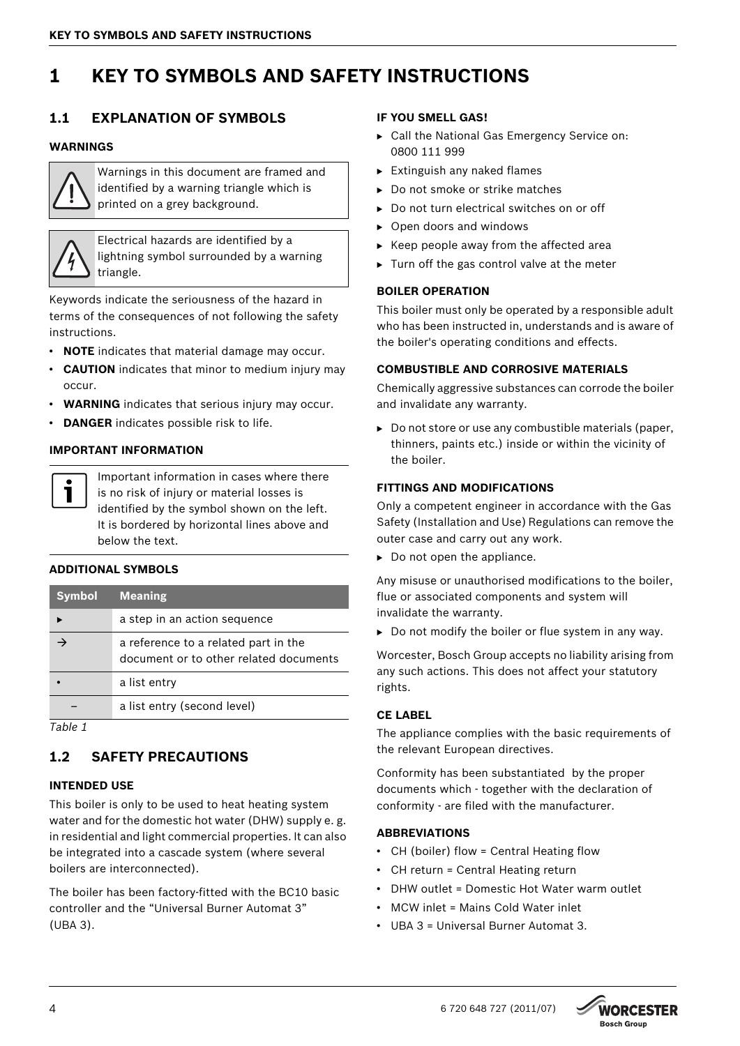# 1 KEY TO SYMBOLS AND SAFETY INSTRUCTIONS

## 1.1 EXPLANATION OF SYMBOLS

### WARNINGS

Warnings in this document are framed and identified by a warning triangle which is printed on a grey background.

Electrical hazards are identified by a lightning symbol surrounded by a warning triangle.

Keywords indicate the seriousness of the hazard in terms of the consequences of not following the safety instructions.

- **NOTE** indicates that material damage may occur.
- **CAUTION** indicates that minor to medium injury may occur.
- **WARNING** indicates that serious injury may occur.
- **DANGER** indicates possible risk to life.

### IMPORTANT INFORMATION

Important information in cases where there is no risk of injury or material losses is identified by the symbol shown on the left. It is bordered by horizontal lines above and below the text.

### ADDITIONAL SYMBOLS

| Symbol | Meaning |
|---|---|
| ▶ | a step in an action sequence |
| → | a reference to a related part in the document or to other related documents |
| • | a list entry |
| – | a list entry (second level) |

*Table 1*

## 1.2 SAFETY PRECAUTIONS

### INTENDED USE

This boiler is only to be used to heat heating system water and for the domestic hot water (DHW) supply e. g. in residential and light commercial properties. It can also be integrated into a cascade system (where several boilers are interconnected).

The boiler has been factory-fitted with the BC10 basic controller and the "Universal Burner Automat 3" (UBA 3).

### IF YOU SMELL GAS!

- ▶ Call the National Gas Emergency Service on: 0800 111 999
- ▶ Extinguish any naked flames
- ▶ Do not smoke or strike matches
- ▶ Do not turn electrical switches on or off
- ▶ Open doors and windows
- ▶ Keep people away from the affected area
- ▶ Turn off the gas control valve at the meter

### BOILER OPERATION

This boiler must only be operated by a responsible adult who has been instructed in, understands and is aware of the boiler's operating conditions and effects.

### COMBUSTIBLE AND CORROSIVE MATERIALS

Chemically aggressive substances can corrode the boiler and invalidate any warranty.

- ▶ Do not store or use any combustible materials (paper, thinners, paints etc.) inside or within the vicinity of the boiler.

### FITTINGS AND MODIFICATIONS

Only a competent engineer in accordance with the Gas Safety (Installation and Use) Regulations can remove the outer case and carry out any work.

- ▶ Do not open the appliance.

Any misuse or unauthorised modifications to the boiler, flue or associated components and system will invalidate the warranty.

- ▶ Do not modify the boiler or flue system in any way.

Worcester, Bosch Group accepts no liability arising from any such actions. This does not affect your statutory rights.

### CE LABEL

The appliance complies with the basic requirements of the relevant European directives.

Conformity has been substantiated by the proper documents which - together with the declaration of conformity - are filed with the manufacturer.

### ABBREVIATIONS

- CH (boiler) flow = Central Heating flow
- CH return = Central Heating return
- DHW outlet = Domestic Hot Water warm outlet
- MCW inlet = Mains Cold Water inlet
- UBA 3 = Universal Burner Automat 3.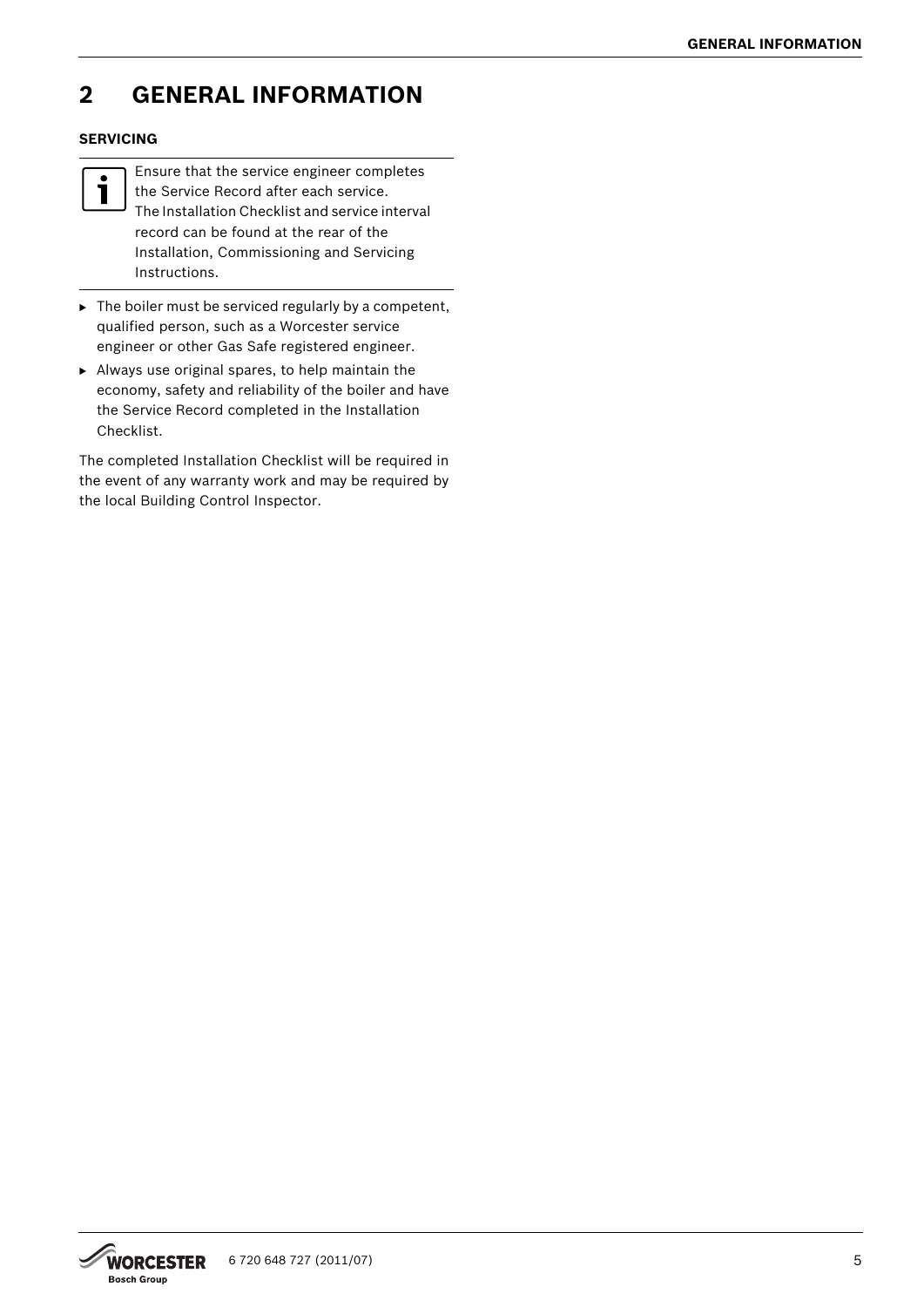# 2 GENERAL INFORMATION

### SERVICING

Ensure that the service engineer completes the Service Record after each service.
The Installation Checklist and service interval record can be found at the rear of the Installation, Commissioning and Servicing Instructions.

- The boiler must be serviced regularly by a competent, qualified person, such as a Worcester service engineer or other Gas Safe registered engineer.
- Always use original spares, to help maintain the economy, safety and reliability of the boiler and have the Service Record completed in the Installation Checklist.

The completed Installation Checklist will be required in the event of any warranty work and may be required by the local Building Control Inspector.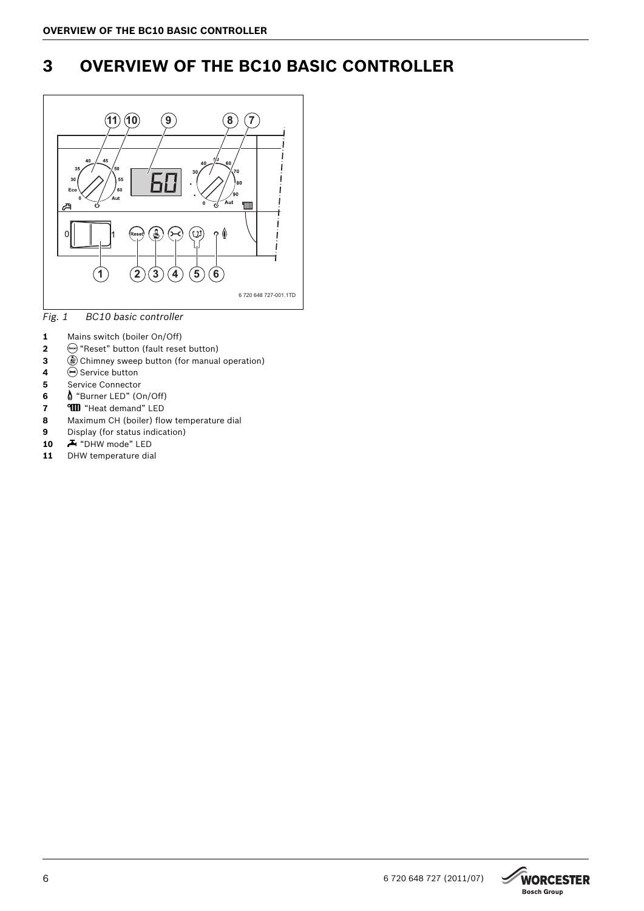# 3 OVERVIEW OF THE BC10 BASIC CONTROLLER

*Fig. 1 BC10 basic controller*

**1** Mains switch (boiler On/Off)
**2** "Reset" button (fault reset button)
**3** Chimney sweep button (for manual operation)
**4** Service button
**5** Service Connector
**6** "Burner LED" (On/Off)
**7** "Heat demand" LED
**8** Maximum CH (boiler) flow temperature dial
**9** Display (for status indication)
**10** "DHW mode" LED
**11** DHW temperature dial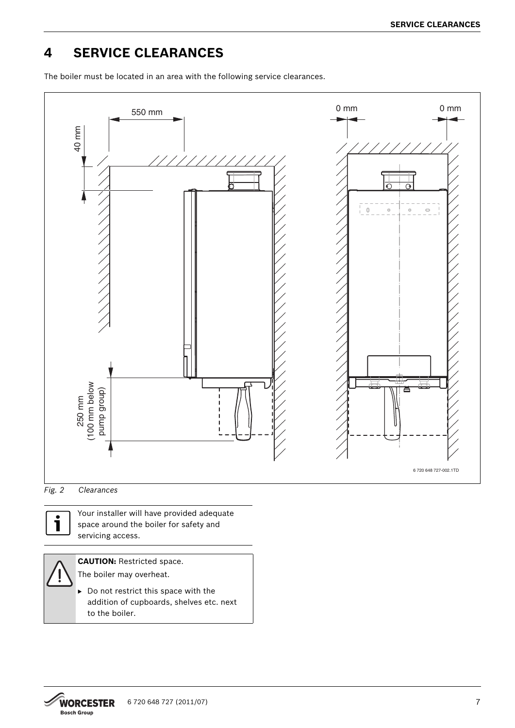# 4 SERVICE CLEARANCES

The boiler must be located in an area with the following service clearances.

550 mm

40 mm

0 mm

0 mm

250 mm
(100 mm below
pump group)

6 720 648 727-002.1TD

*Fig. 2 Clearances*

Your installer will have provided adequate space around the boiler for safety and servicing access.

**CAUTION:** Restricted space.

The boiler may overheat.

- Do not restrict this space with the addition of cupboards, shelves etc. next to the boiler.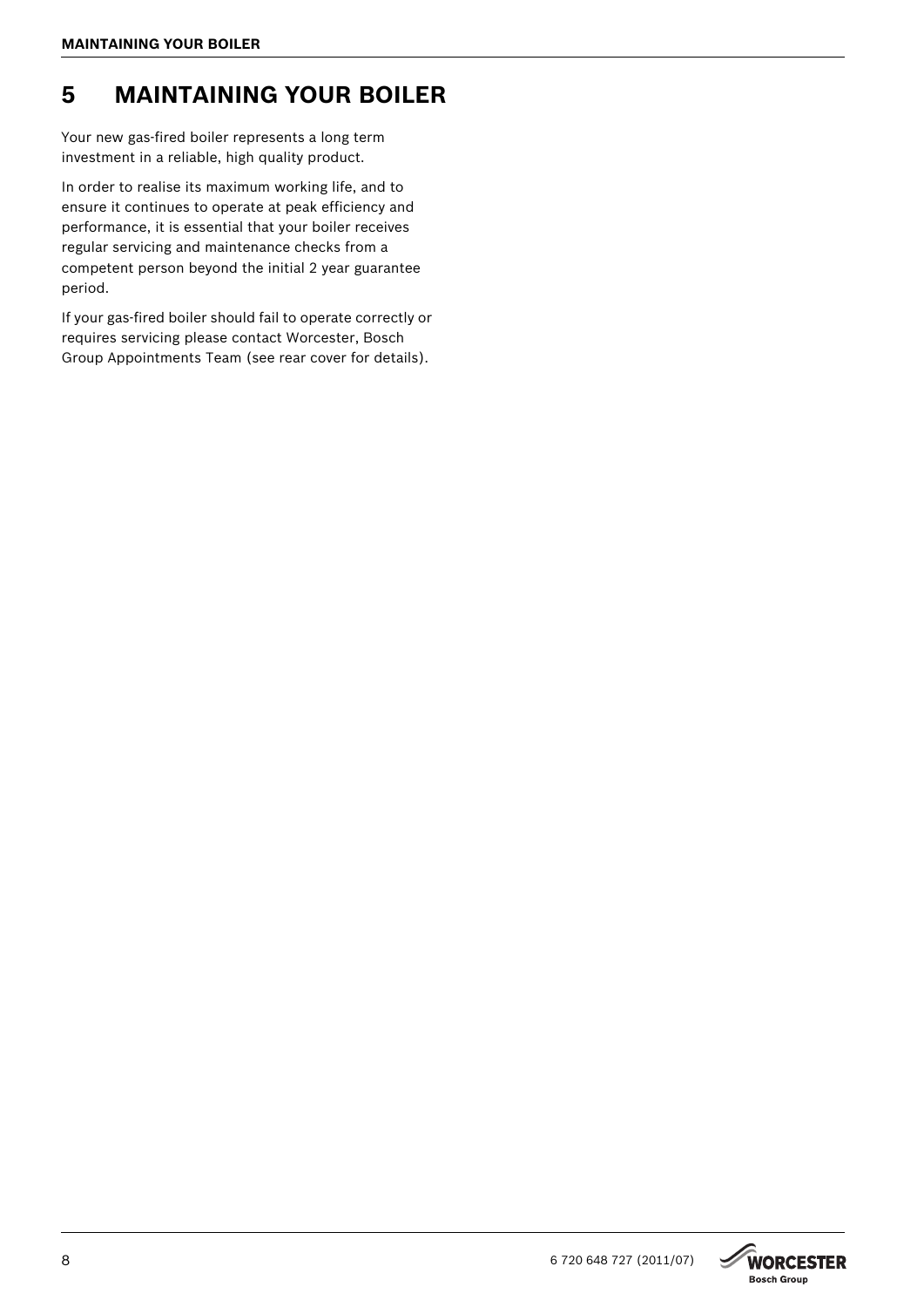# 5 MAINTAINING YOUR BOILER

Your new gas-fired boiler represents a long term investment in a reliable, high quality product.

In order to realise its maximum working life, and to ensure it continues to operate at peak efficiency and performance, it is essential that your boiler receives regular servicing and maintenance checks from a competent person beyond the initial 2 year guarantee period.

If your gas-fired boiler should fail to operate correctly or requires servicing please contact Worcester, Bosch Group Appointments Team (see rear cover for details).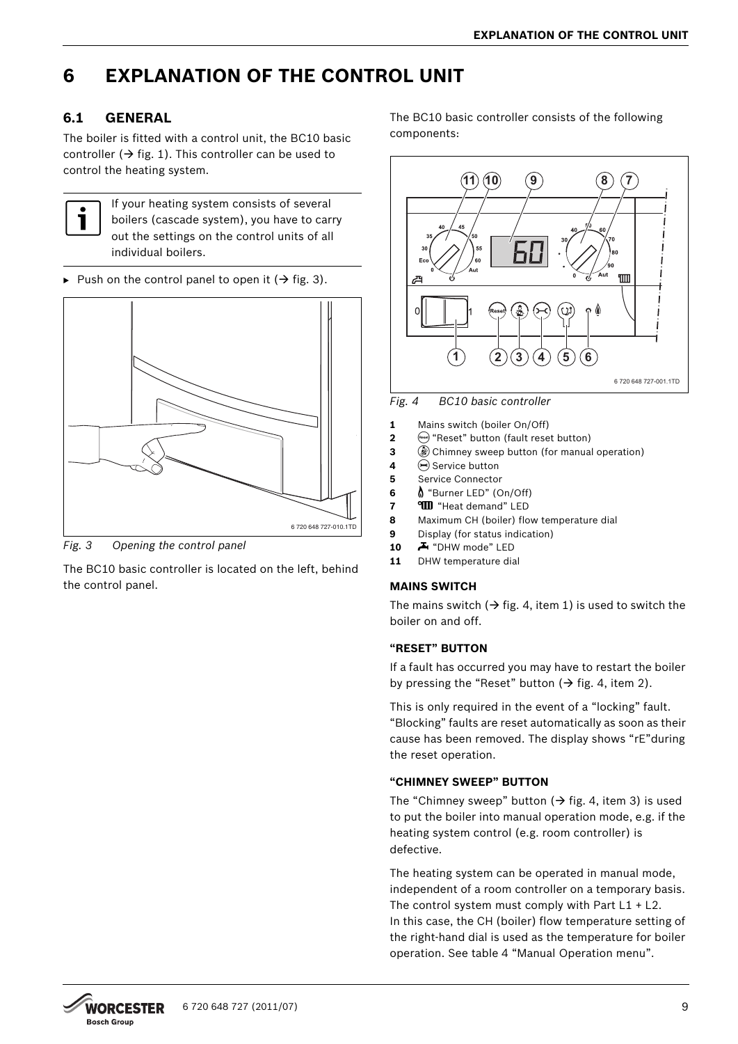# 6 EXPLANATION OF THE CONTROL UNIT

## 6.1 GENERAL

The boiler is fitted with a control unit, the BC10 basic controller (→ fig. 1). This controller can be used to control the heating system.

> If your heating system consists of several boilers (cascade system), you have to carry out the settings on the control units of all individual boilers.

▸ Push on the control panel to open it (→ fig. 3).

*Fig. 3 Opening the control panel*

The BC10 basic controller is located on the left, behind the control panel.

The BC10 basic controller consists of the following components:

*Fig. 4 BC10 basic controller*

1. Mains switch (boiler On/Off)
2. "Reset" button (fault reset button)
3. Chimney sweep button (for manual operation)
4. Service button
5. Service Connector
6. "Burner LED" (On/Off)
7. "Heat demand" LED
8. Maximum CH (boiler) flow temperature dial
9. Display (for status indication)
10. "DHW mode" LED
11. DHW temperature dial

### MAINS SWITCH

The mains switch (→ fig. 4, item 1) is used to switch the boiler on and off.

### "RESET" BUTTON

If a fault has occurred you may have to restart the boiler by pressing the "Reset" button (→ fig. 4, item 2).

This is only required in the event of a "locking" fault. "Blocking" faults are reset automatically as soon as their cause has been removed. The display shows "rE"during the reset operation.

### "CHIMNEY SWEEP" BUTTON

The "Chimney sweep" button (→ fig. 4, item 3) is used to put the boiler into manual operation mode, e.g. if the heating system control (e.g. room controller) is defective.

The heating system can be operated in manual mode, independent of a room controller on a temporary basis. The control system must comply with Part L1 + L2. In this case, the CH (boiler) flow temperature setting of the right-hand dial is used as the temperature for boiler operation. See table 4 "Manual Operation menu".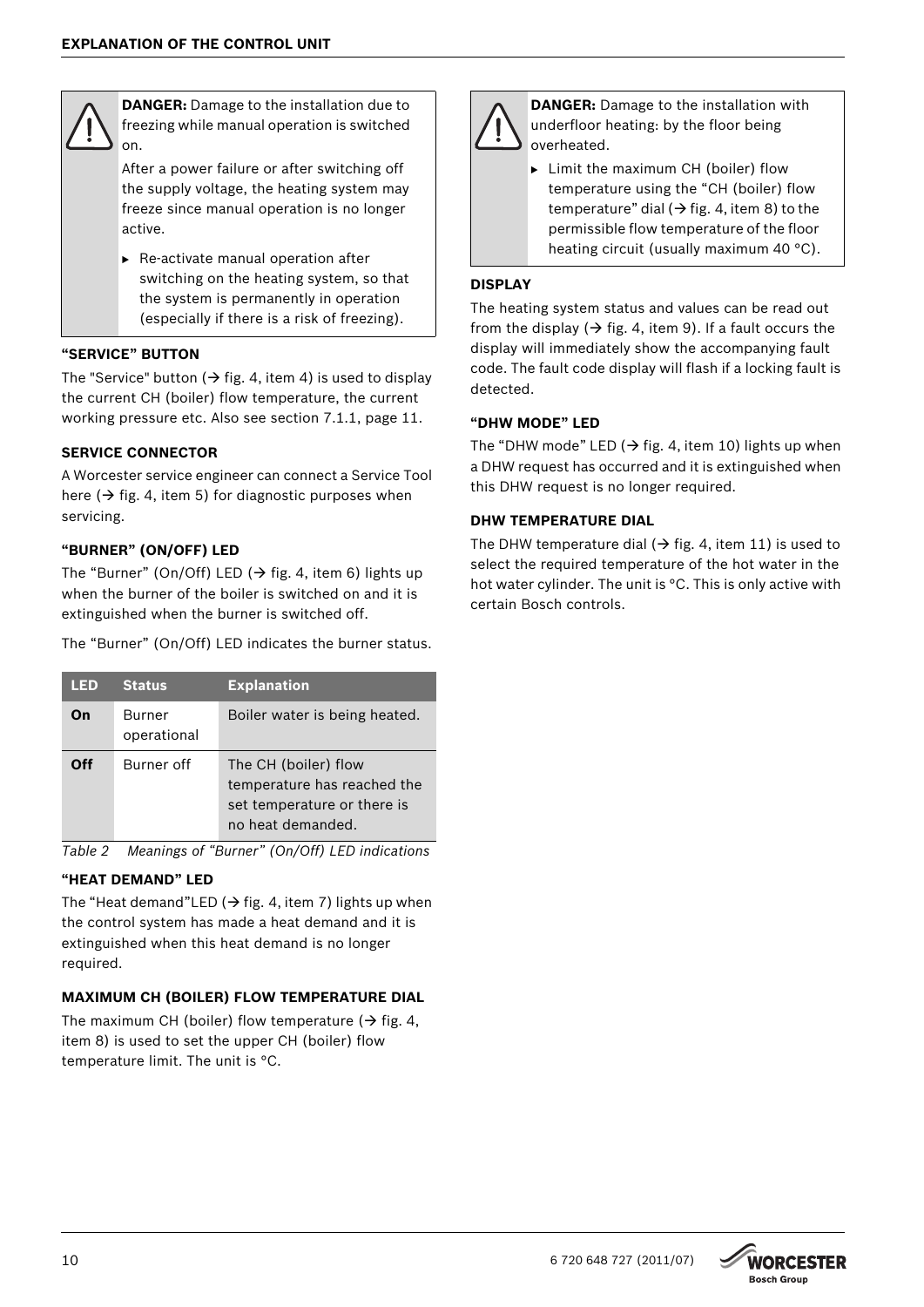**DANGER:** Damage to the installation due to freezing while manual operation is switched on.

After a power failure or after switching off the supply voltage, the heating system may freeze since manual operation is no longer active.

- Re-activate manual operation after switching on the heating system, so that the system is permanently in operation (especially if there is a risk of freezing).

### "SERVICE" BUTTON

The "Service" button (→ fig. 4, item 4) is used to display the current CH (boiler) flow temperature, the current working pressure etc. Also see section 7.1.1, page 11.

### SERVICE CONNECTOR

A Worcester service engineer can connect a Service Tool here (→ fig. 4, item 5) for diagnostic purposes when servicing.

### "BURNER" (ON/OFF) LED

The "Burner" (On/Off) LED (→ fig. 4, item 6) lights up when the burner of the boiler is switched on and it is extinguished when the burner is switched off.

The "Burner" (On/Off) LED indicates the burner status.

| LED | Status | Explanation |
|---|---|---|
| **On** | Burner operational | Boiler water is being heated. |
| **Off** | Burner off | The CH (boiler) flow temperature has reached the set temperature or there is no heat demanded. |

*Table 2 Meanings of "Burner" (On/Off) LED indications*

### "HEAT DEMAND" LED

The "Heat demand"LED (→ fig. 4, item 7) lights up when the control system has made a heat demand and it is extinguished when this heat demand is no longer required.

### MAXIMUM CH (BOILER) FLOW TEMPERATURE DIAL

The maximum CH (boiler) flow temperature (→ fig. 4, item 8) is used to set the upper CH (boiler) flow temperature limit. The unit is °C.

**DANGER:** Damage to the installation with underfloor heating: by the floor being overheated.

- Limit the maximum CH (boiler) flow temperature using the "CH (boiler) flow temperature" dial (→ fig. 4, item 8) to the permissible flow temperature of the floor heating circuit (usually maximum 40 °C).

### DISPLAY

The heating system status and values can be read out from the display (→ fig. 4, item 9). If a fault occurs the display will immediately show the accompanying fault code. The fault code display will flash if a locking fault is detected.

### "DHW MODE" LED

The "DHW mode" LED (→ fig. 4, item 10) lights up when a DHW request has occurred and it is extinguished when this DHW request is no longer required.

### DHW TEMPERATURE DIAL

The DHW temperature dial (→ fig. 4, item 11) is used to select the required temperature of the hot water in the hot water cylinder. The unit is °C. This is only active with certain Bosch controls.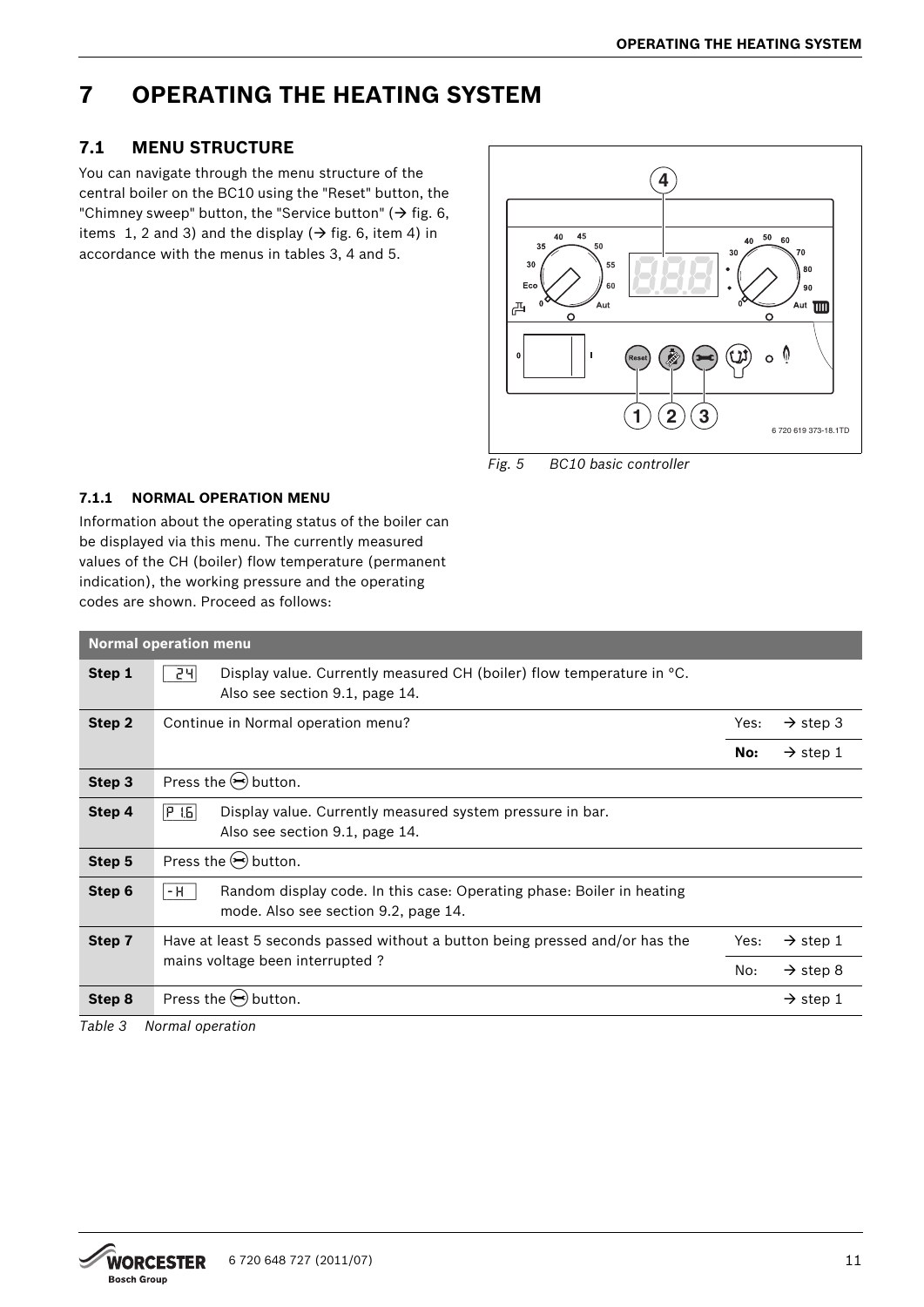// OPERATING THE HEATING SYSTEM

# 7 OPERATING THE HEATING SYSTEM

## 7.1 MENU STRUCTURE

You can navigate through the menu structure of the central boiler on the BC10 using the "Reset" button, the "Chimney sweep" button, the "Service button" (→ fig. 6, items 1, 2 and 3) and the display (→ fig. 6, item 4) in accordance with the menus in tables 3, 4 and 5.

*Fig. 5 BC10 basic controller*

### 7.1.1 NORMAL OPERATION MENU

Information about the operating status of the boiler can be displayed via this menu. The currently measured values of the CH (boiler) flow temperature (permanent indication), the working pressure and the operating codes are shown. Proceed as follows:

| Normal operation menu | | | |
|---|---|---|---|
| **Step 1** | `24` Display value. Currently measured CH (boiler) flow temperature in °C. Also see section 9.1, page 14. | | |
| **Step 2** | Continue in Normal operation menu? | Yes: | → step 3 |
| | | **No:** | → step 1 |
| **Step 3** | Press the (service) button. | | |
| **Step 4** | `P 1.6` Display value. Currently measured system pressure in bar. Also see section 9.1, page 14. | | |
| **Step 5** | Press the (service) button. | | |
| **Step 6** | `-H` Random display code. In this case: Operating phase: Boiler in heating mode. Also see section 9.2, page 14. | | |
| **Step 7** | Have at least 5 seconds passed without a button being pressed and/or has the mains voltage been interrupted ? | Yes: | → step 1 |
| | | No: | → step 8 |
| **Step 8** | Press the (service) button. | | → step 1 |

*Table 3 Normal operation*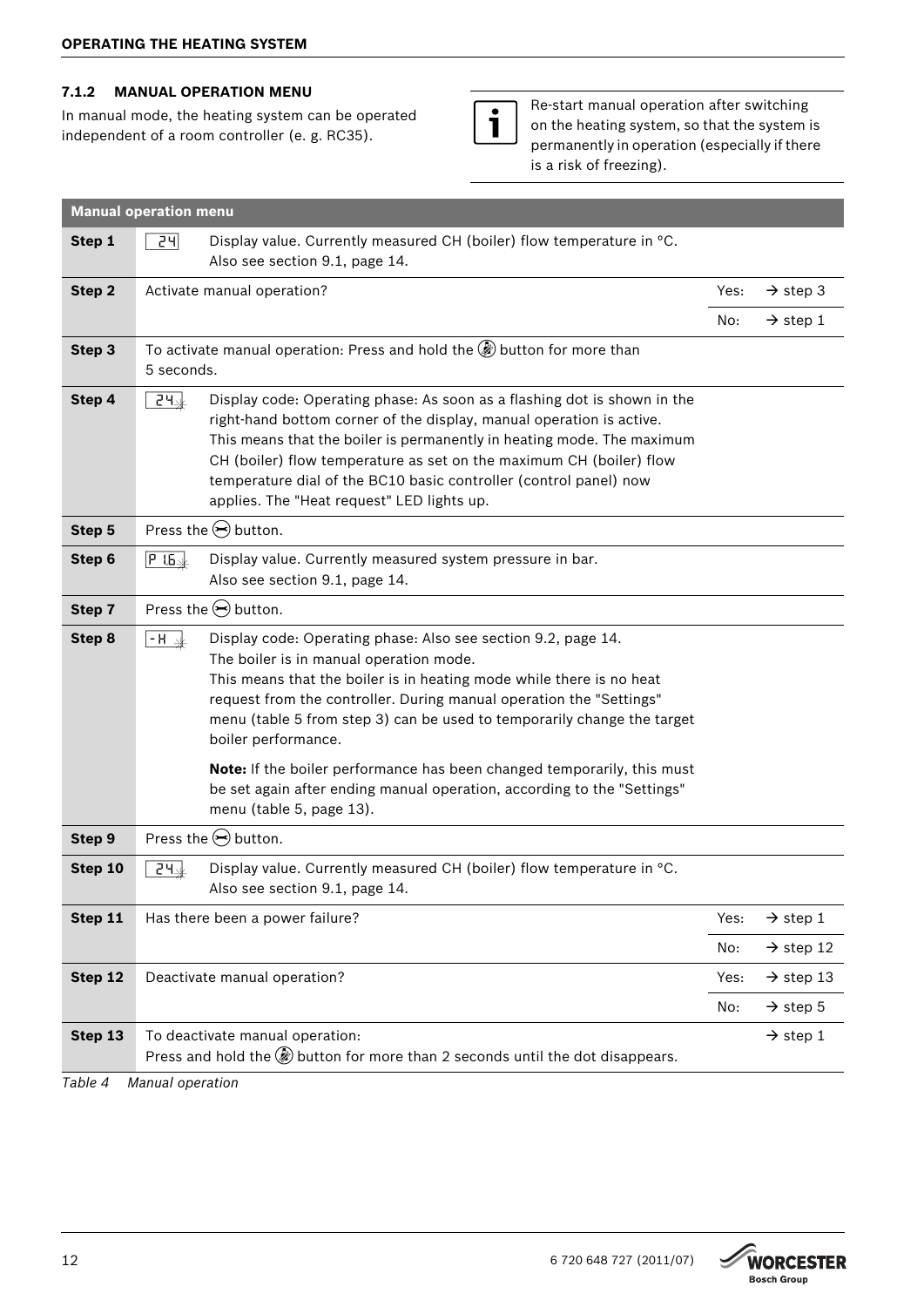### 7.1.2 MANUAL OPERATION MENU

In manual mode, the heating system can be operated independent of a room controller (e. g. RC35).

Re-start manual operation after switching on the heating system, so that the system is permanently in operation (especially if there is a risk of freezing).

| Manual operation menu | | | |
|---|---|---|---|
| **Step 1** | 24 — Display value. Currently measured CH (boiler) flow temperature in °C. Also see section 9.1, page 14. | | |
| **Step 2** | Activate manual operation? | Yes: | → step 3 |
| | | No: | → step 1 |
| **Step 3** | To activate manual operation: Press and hold the button for more than 5 seconds. | | |
| **Step 4** | 24. — Display code: Operating phase: As soon as a flashing dot is shown in the right-hand bottom corner of the display, manual operation is active. This means that the boiler is permanently in heating mode. The maximum CH (boiler) flow temperature as set on the maximum CH (boiler) flow temperature dial of the BC10 basic controller (control panel) now applies. The "Heat request" LED lights up. | | |
| **Step 5** | Press the button. | | |
| **Step 6** | P 1.6. — Display value. Currently measured system pressure in bar. Also see section 9.1, page 14. | | |
| **Step 7** | Press the button. | | |
| **Step 8** | -H . — Display code: Operating phase: Also see section 9.2, page 14. The boiler is in manual operation mode. This means that the boiler is in heating mode while there is no heat request from the controller. During manual operation the "Settings" menu (table 5 from step 3) can be used to temporarily change the target boiler performance. **Note:** If the boiler performance has been changed temporarily, this must be set again after ending manual operation, according to the "Settings" menu (table 5, page 13). | | |
| **Step 9** | Press the button. | | |
| **Step 10** | 24. — Display value. Currently measured CH (boiler) flow temperature in °C. Also see section 9.1, page 14. | | |
| **Step 11** | Has there been a power failure? | Yes: | → step 1 |
| | | No: | → step 12 |
| **Step 12** | Deactivate manual operation? | Yes: | → step 13 |
| | | No: | → step 5 |
| **Step 13** | To deactivate manual operation: Press and hold the button for more than 2 seconds until the dot disappears. | | → step 1 |

*Table 4 Manual operation*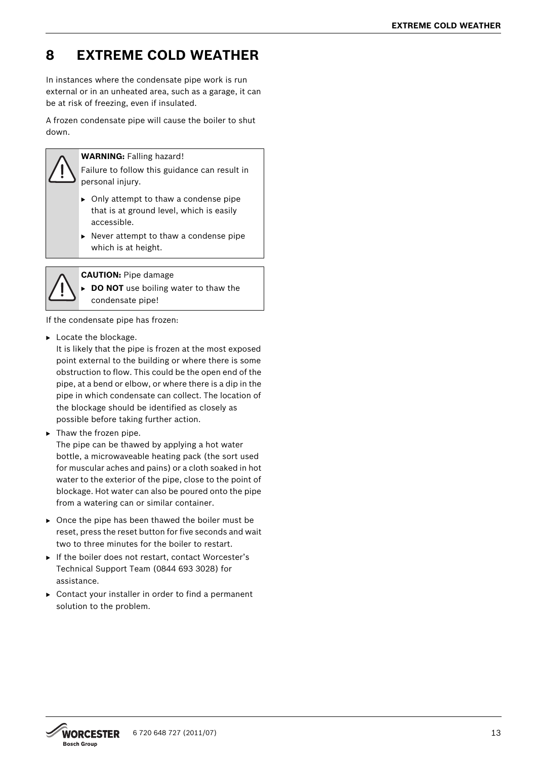# 8 EXTREME COLD WEATHER

In instances where the condensate pipe work is run external or in an unheated area, such as a garage, it can be at risk of freezing, even if insulated.

A frozen condensate pipe will cause the boiler to shut down.

> **WARNING:** Falling hazard!
>
> Failure to follow this guidance can result in personal injury.
>
> - Only attempt to thaw a condense pipe that is at ground level, which is easily accessible.
> - Never attempt to thaw a condense pipe which is at height.

> **CAUTION:** Pipe damage
>
> - **DO NOT** use boiling water to thaw the condensate pipe!

If the condensate pipe has frozen:

- Locate the blockage.
  It is likely that the pipe is frozen at the most exposed point external to the building or where there is some obstruction to flow. This could be the open end of the pipe, at a bend or elbow, or where there is a dip in the pipe in which condensate can collect. The location of the blockage should be identified as closely as possible before taking further action.
- Thaw the frozen pipe.
  The pipe can be thawed by applying a hot water bottle, a microwaveable heating pack (the sort used for muscular aches and pains) or a cloth soaked in hot water to the exterior of the pipe, close to the point of blockage. Hot water can also be poured onto the pipe from a watering can or similar container.
- Once the pipe has been thawed the boiler must be reset, press the reset button for five seconds and wait two to three minutes for the boiler to restart.
- If the boiler does not restart, contact Worcester's Technical Support Team (0844 693 3028) for assistance.
- Contact your installer in order to find a permanent solution to the problem.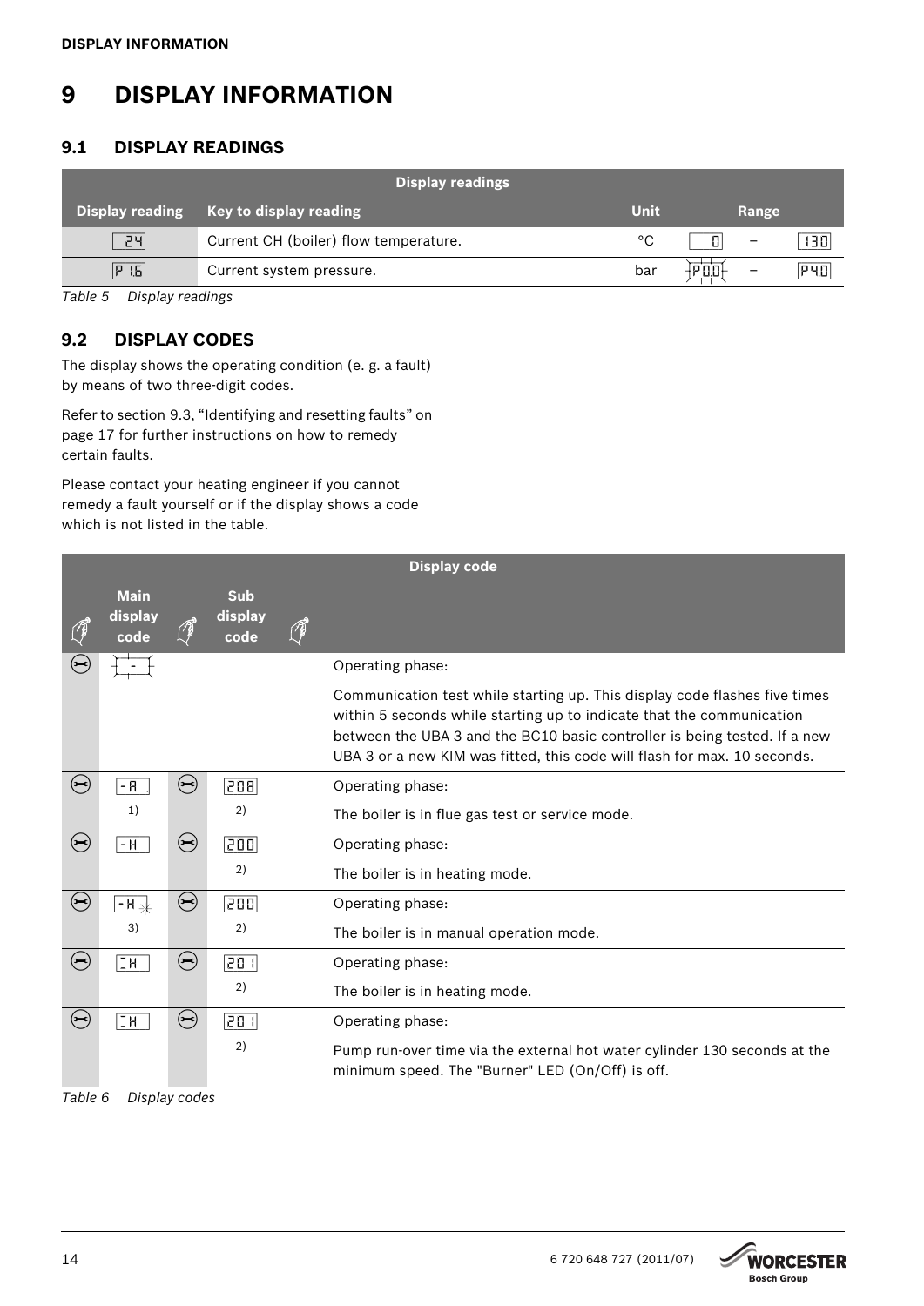# 9 DISPLAY INFORMATION

## 9.1 DISPLAY READINGS

| Display readings | | | | | |
|---|---|---|---|---|---|
| **Display reading** | **Key to display reading** | **Unit** | **Range** | | |
| 24 | Current CH (boiler) flow temperature. | °C | 0 | – | 130 |
| P 1.6 | Current system pressure. | bar | P0.0 | – | P4.0 |

*Table 5 Display readings*

## 9.2 DISPLAY CODES

The display shows the operating condition (e. g. a fault) by means of two three-digit codes.

Refer to section 9.3, "Identifying and resetting faults" on page 17 for further instructions on how to remedy certain faults.

Please contact your heating engineer if you cannot remedy a fault yourself or if the display shows a code which is not listed in the table.

| Display code | | | | | |
|---|---|---|---|---|---|
| | **Main display code** | | **Sub display code** | | |
| | - | | | | Operating phase:<br>Communication test while starting up. This display code flashes five times within 5 seconds while starting up to indicate that the communication between the UBA 3 and the BC10 basic controller is being tested. If a new UBA 3 or a new KIM was fitted, this code will flash for max. 10 seconds. |
| | -A 1) | | 208 2) | | Operating phase:<br>The boiler is in flue gas test or service mode. |
| | -H | | 200 2) | | Operating phase:<br>The boiler is in heating mode. |
| | -H 3) | | 200 2) | | Operating phase:<br>The boiler is in manual operation mode. |
| | =H | | 201 2) | | Operating phase:<br>The boiler is in heating mode. |
| | =H | | 201 2) | | Operating phase:<br>Pump run-over time via the external hot water cylinder 130 seconds at the minimum speed. The "Burner" LED (On/Off) is off. |

*Table 6 Display codes*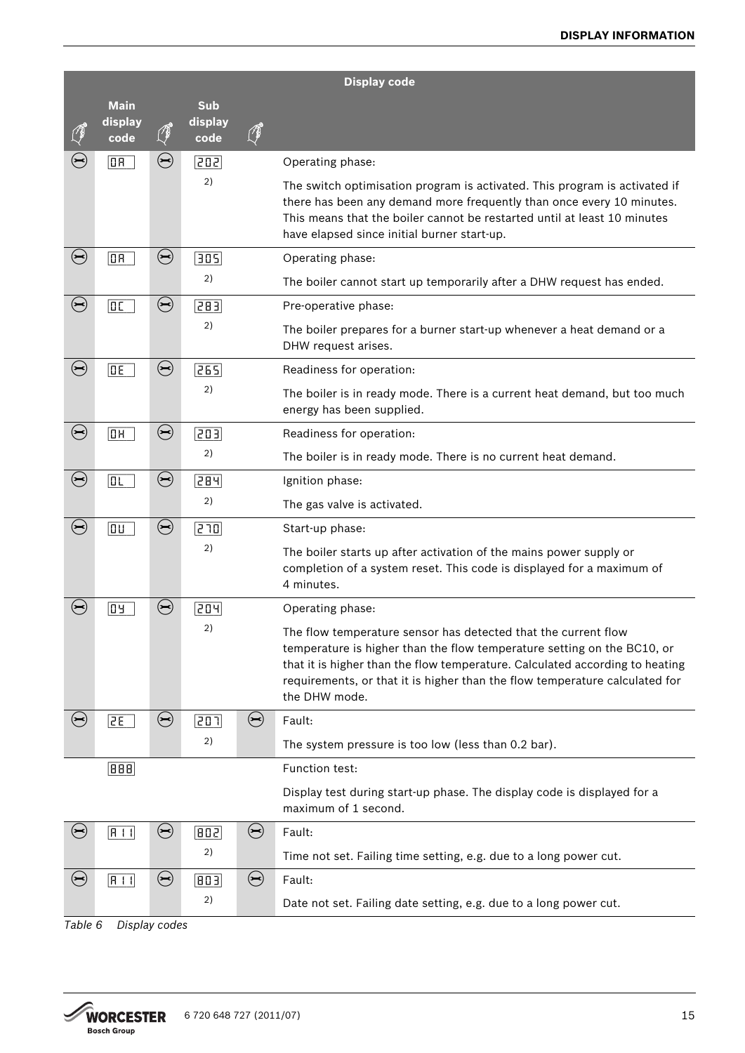| | Main display code | | Sub display code | | Display code |
|---|---|---|---|---|---|
| ⊖ | 0A | ⊖ | 202 2) | | Operating phase: The switch optimisation program is activated. This program is activated if there has been any demand more frequently than once every 10 minutes. This means that the boiler cannot be restarted until at least 10 minutes have elapsed since initial burner start-up. |
| ⊖ | 0A | ⊖ | 305 2) | | Operating phase: The boiler cannot start up temporarily after a DHW request has ended. |
| ⊖ | 0C | ⊖ | 283 2) | | Pre-operative phase: The boiler prepares for a burner start-up whenever a heat demand or a DHW request arises. |
| ⊖ | 0E | ⊖ | 265 2) | | Readiness for operation: The boiler is in ready mode. There is a current heat demand, but too much energy has been supplied. |
| ⊖ | 0H | ⊖ | 203 2) | | Readiness for operation: The boiler is in ready mode. There is no current heat demand. |
| ⊖ | 0L | ⊖ | 284 2) | | Ignition phase: The gas valve is activated. |
| ⊖ | 0U | ⊖ | 270 2) | | Start-up phase: The boiler starts up after activation of the mains power supply or completion of a system reset. This code is displayed for a maximum of 4 minutes. |
| ⊖ | 0Y | ⊖ | 204 2) | | Operating phase: The flow temperature sensor has detected that the current flow temperature is higher than the flow temperature setting on the BC10, or that it is higher than the flow temperature. Calculated according to heating requirements, or that it is higher than the flow temperature calculated for the DHW mode. |
| ⊖ | 2E | ⊖ | 207 2) | ⊖ | Fault: The system pressure is too low (less than 0.2 bar). |
| | 888 | | | | Function test: Display test during start-up phase. The display code is displayed for a maximum of 1 second. |
| ⊖ | A11 | ⊖ | 802 2) | ⊖ | Fault: Time not set. Failing time setting, e.g. due to a long power cut. |
| ⊖ | A11 | ⊖ | 803 2) | ⊖ | Fault: Date not set. Failing date setting, e.g. due to a long power cut. |

*Table 6 Display codes*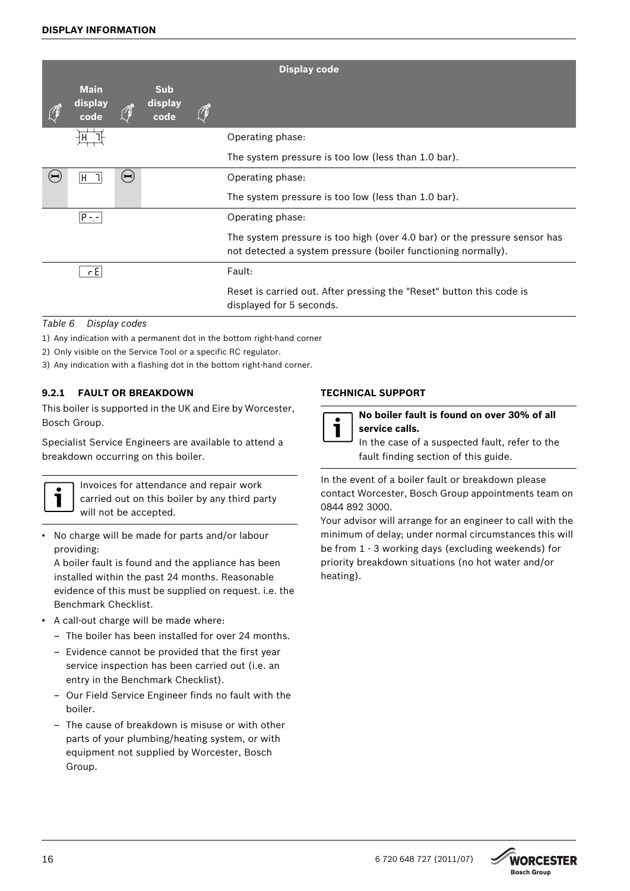| Display code | | | | | |
|---|---|---|---|---|---|
| | Main display code | | Sub display code | | |
| | H 7 (flashing) | | | | Operating phase: |
| | | | | | The system pressure is too low (less than 1.0 bar). |
| ⊖ | H 7 | ⊖ | | | Operating phase: |
| | | | | | The system pressure is too low (less than 1.0 bar). |
| | P - . - | | | | Operating phase: |
| | | | | | The system pressure is too high (over 4.0 bar) or the pressure sensor has not detected a system pressure (boiler functioning normally). |
| | r E | | | | Fault: |
| | | | | | Reset is carried out. After pressing the "Reset" button this code is displayed for 5 seconds. |

*Table 6 Display codes*

1) Any indication with a permanent dot in the bottom right-hand corner

2) Only visible on the Service Tool or a specific RC regulator.

3) Any indication with a flashing dot in the bottom right-hand corner.

### 9.2.1 FAULT OR BREAKDOWN

This boiler is supported in the UK and Eire by Worcester, Bosch Group.

Specialist Service Engineers are available to attend a breakdown occurring on this boiler.

Invoices for attendance and repair work carried out on this boiler by any third party will not be accepted.

- No charge will be made for parts and/or labour providing:
  A boiler fault is found and the appliance has been installed within the past 24 months. Reasonable evidence of this must be supplied on request. i.e. the Benchmark Checklist.
- A call-out charge will be made where:
  - The boiler has been installed for over 24 months.
  - Evidence cannot be provided that the first year service inspection has been carried out (i.e. an entry in the Benchmark Checklist).
  - Our Field Service Engineer finds no fault with the boiler.
  - The cause of breakdown is misuse or with other parts of your plumbing/heating system, or with equipment not supplied by Worcester, Bosch Group.

### TECHNICAL SUPPORT

**No boiler fault is found on over 30% of all service calls.**
In the case of a suspected fault, refer to the fault finding section of this guide.

In the event of a boiler fault or breakdown please contact Worcester, Bosch Group appointments team on 0844 892 3000.
Your advisor will arrange for an engineer to call with the minimum of delay; under normal circumstances this will be from 1 - 3 working days (excluding weekends) for priority breakdown situations (no hot water and/or heating).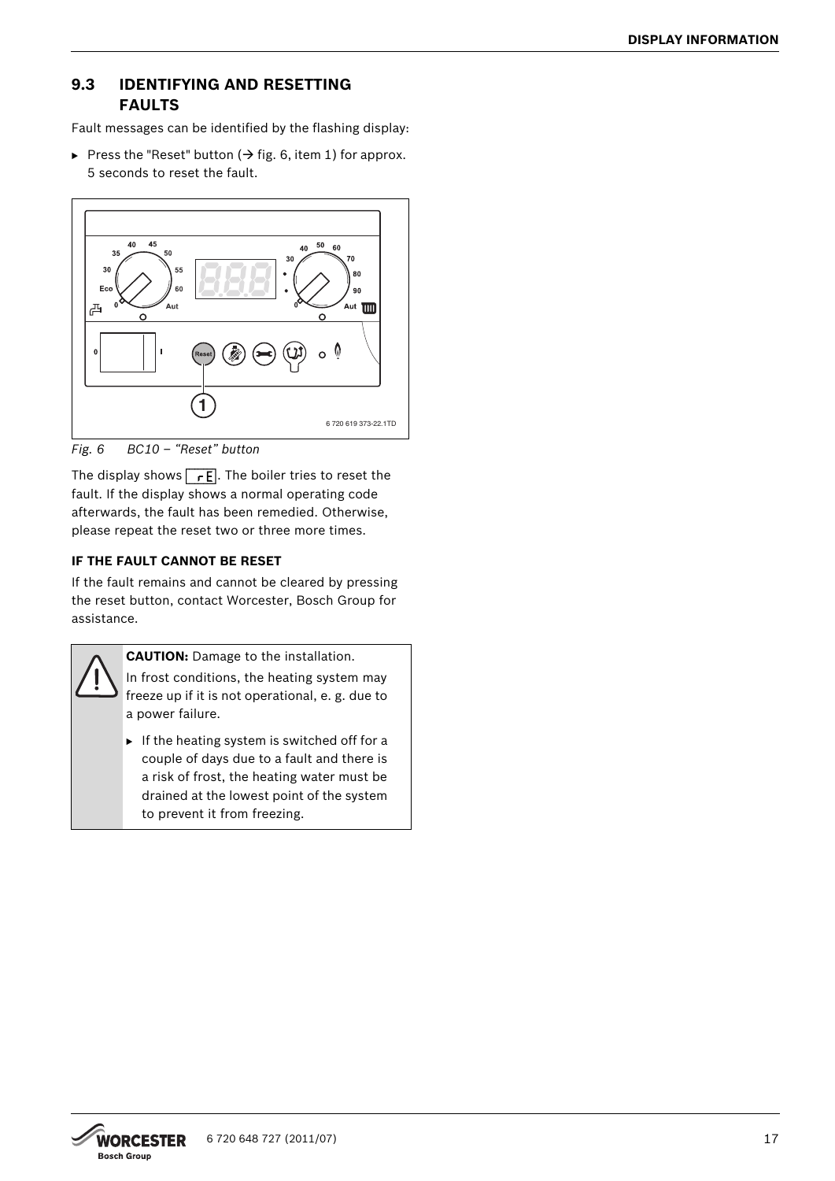## 9.3 IDENTIFYING AND RESETTING FAULTS

Fault messages can be identified by the flashing display:

▶ Press the "Reset" button (→ fig. 6, item 1) for approx. 5 seconds to reset the fault.

*Fig. 6 BC10 – "Reset" button*

The display shows rE. The boiler tries to reset the fault. If the display shows a normal operating code afterwards, the fault has been remedied. Otherwise, please repeat the reset two or three more times.

**IF THE FAULT CANNOT BE RESET**

If the fault remains and cannot be cleared by pressing the reset button, contact Worcester, Bosch Group for assistance.

**CAUTION:** Damage to the installation.

In frost conditions, the heating system may freeze up if it is not operational, e. g. due to a power failure.

▶ If the heating system is switched off for a couple of days due to a fault and there is a risk of frost, the heating water must be drained at the lowest point of the system to prevent it from freezing.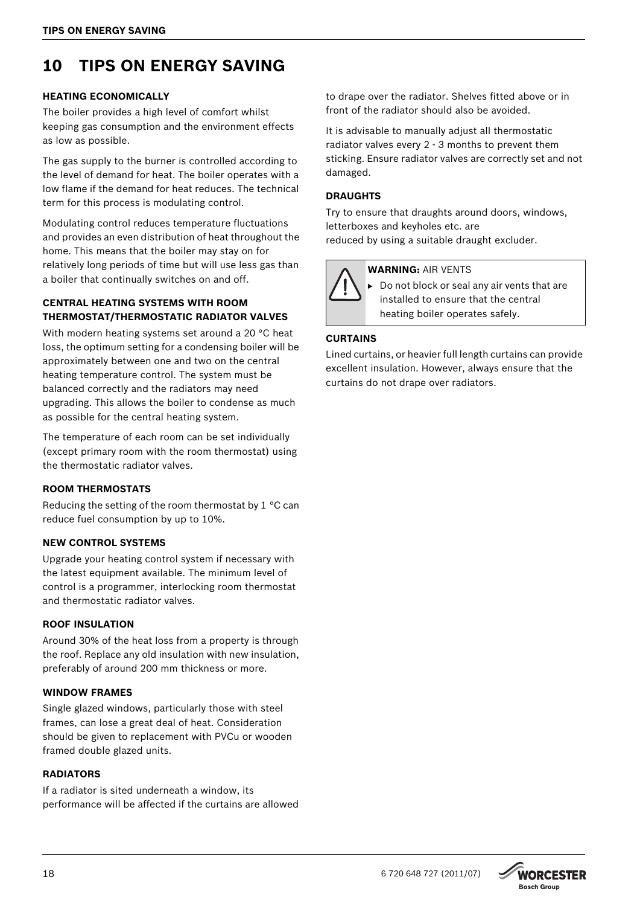# 10 TIPS ON ENERGY SAVING

### HEATING ECONOMICALLY

The boiler provides a high level of comfort whilst keeping gas consumption and the environment effects as low as possible.

The gas supply to the burner is controlled according to the level of demand for heat. The boiler operates with a low flame if the demand for heat reduces. The technical term for this process is modulating control.

Modulating control reduces temperature fluctuations and provides an even distribution of heat throughout the home. This means that the boiler may stay on for relatively long periods of time but will use less gas than a boiler that continually switches on and off.

### CENTRAL HEATING SYSTEMS WITH ROOM THERMOSTAT/THERMOSTATIC RADIATOR VALVES

With modern heating systems set around a 20 °C heat loss, the optimum setting for a condensing boiler will be approximately between one and two on the central heating temperature control. The system must be balanced correctly and the radiators may need upgrading. This allows the boiler to condense as much as possible for the central heating system.

The temperature of each room can be set individually (except primary room with the room thermostat) using the thermostatic radiator valves.

### ROOM THERMOSTATS

Reducing the setting of the room thermostat by 1 °C can reduce fuel consumption by up to 10%.

### NEW CONTROL SYSTEMS

Upgrade your heating control system if necessary with the latest equipment available. The minimum level of control is a programmer, interlocking room thermostat and thermostatic radiator valves.

### ROOF INSULATION

Around 30% of the heat loss from a property is through the roof. Replace any old insulation with new insulation, preferably of around 200 mm thickness or more.

### WINDOW FRAMES

Single glazed windows, particularly those with steel frames, can lose a great deal of heat. Consideration should be given to replacement with PVCu or wooden framed double glazed units.

### RADIATORS

If a radiator is sited underneath a window, its performance will be affected if the curtains are allowed to drape over the radiator. Shelves fitted above or in front of the radiator should also be avoided.

It is advisable to manually adjust all thermostatic radiator valves every 2 - 3 months to prevent them sticking. Ensure radiator valves are correctly set and not damaged.

### DRAUGHTS

Try to ensure that draughts around doors, windows, letterboxes and keyholes etc. are reduced by using a suitable draught excluder.

**WARNING:** AIR VENTS

- Do not block or seal any air vents that are installed to ensure that the central heating boiler operates safely.

### CURTAINS

Lined curtains, or heavier full length curtains can provide excellent insulation. However, always ensure that the curtains do not drape over radiators.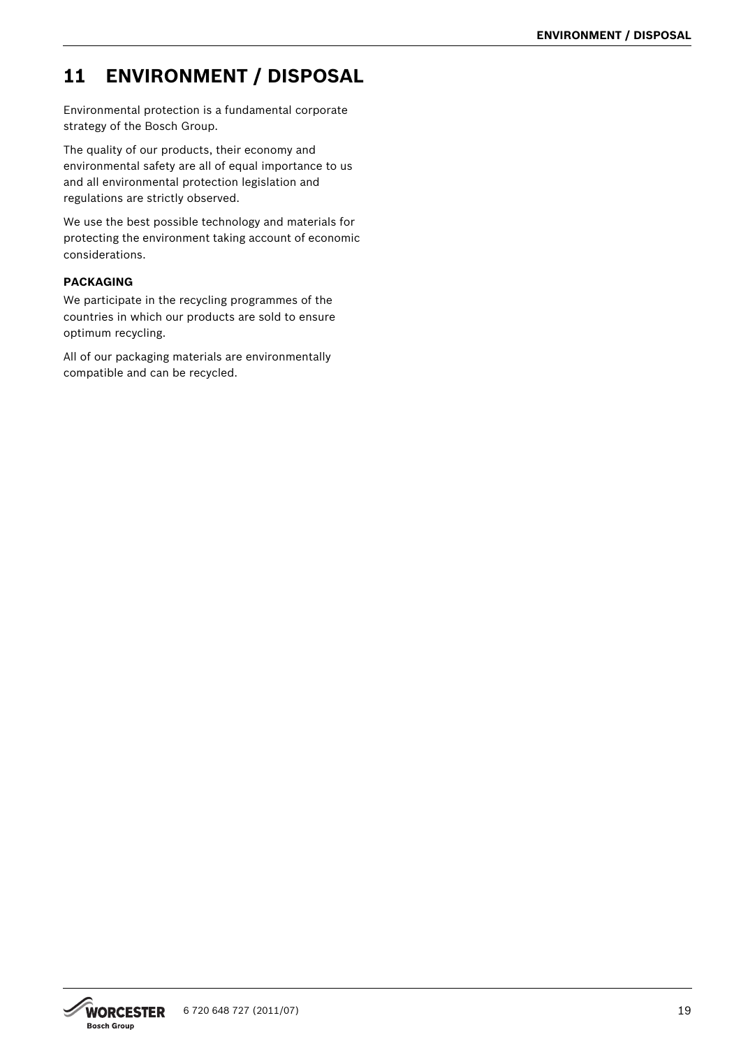# 11 ENVIRONMENT / DISPOSAL

Environmental protection is a fundamental corporate strategy of the Bosch Group.

The quality of our products, their economy and environmental safety are all of equal importance to us and all environmental protection legislation and regulations are strictly observed.

We use the best possible technology and materials for protecting the environment taking account of economic considerations.

**PACKAGING**

We participate in the recycling programmes of the countries in which our products are sold to ensure optimum recycling.

All of our packaging materials are environmentally compatible and can be recycled.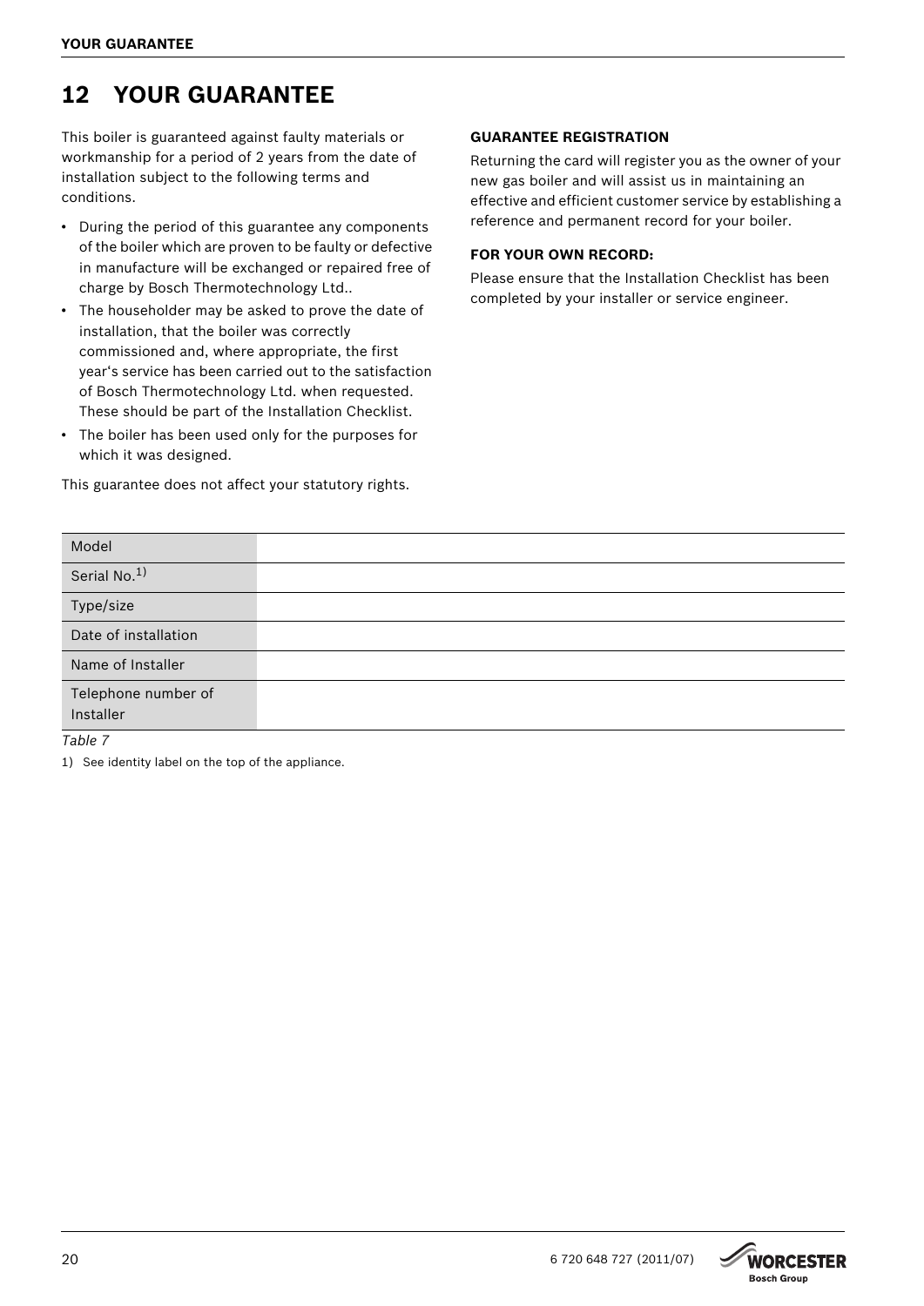## 12 YOUR GUARANTEE

This boiler is guaranteed against faulty materials or workmanship for a period of 2 years from the date of installation subject to the following terms and conditions.

- During the period of this guarantee any components of the boiler which are proven to be faulty or defective in manufacture will be exchanged or repaired free of charge by Bosch Thermotechnology Ltd..
- The householder may be asked to prove the date of installation, that the boiler was correctly commissioned and, where appropriate, the first year's service has been carried out to the satisfaction of Bosch Thermotechnology Ltd. when requested. These should be part of the Installation Checklist.
- The boiler has been used only for the purposes for which it was designed.

This guarantee does not affect your statutory rights.

**GUARANTEE REGISTRATION**

Returning the card will register you as the owner of your new gas boiler and will assist us in maintaining an effective and efficient customer service by establishing a reference and permanent record for your boiler.

**FOR YOUR OWN RECORD:**

Please ensure that the Installation Checklist has been completed by your installer or service engineer.

| Model | |
|---|---|
| Serial No.[1] | |
| Type/size | |
| Date of installation | |
| Name of Installer | |
| Telephone number of Installer | |

*Table 7*

1) See identity label on the top of the appliance.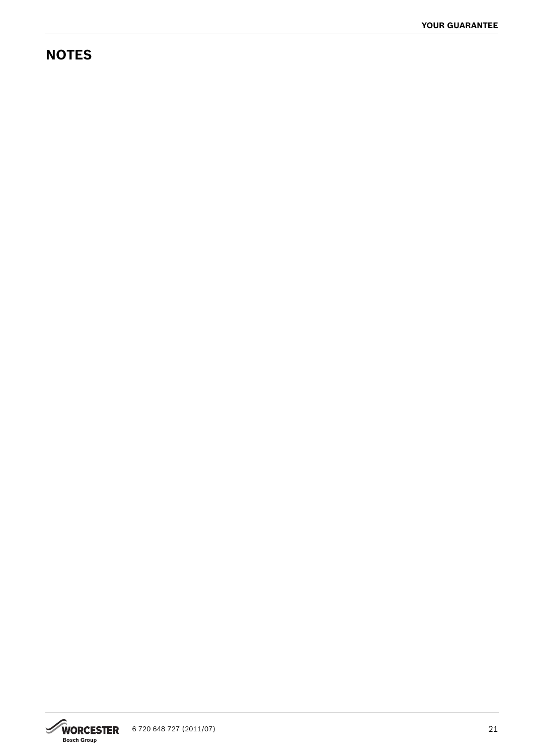# NOTES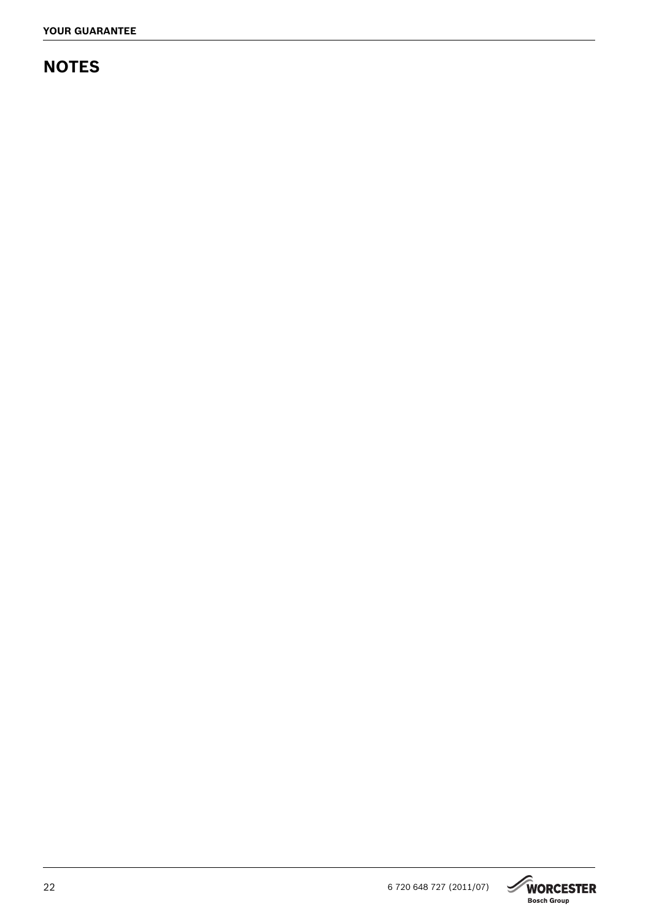# NOTES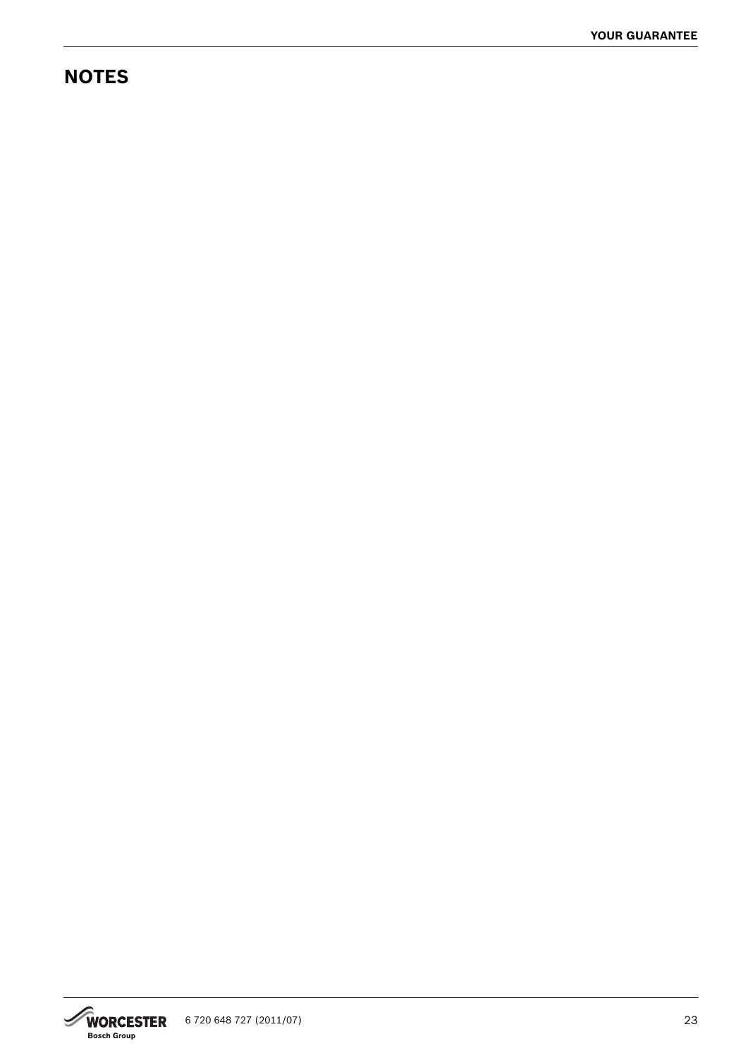## NOTES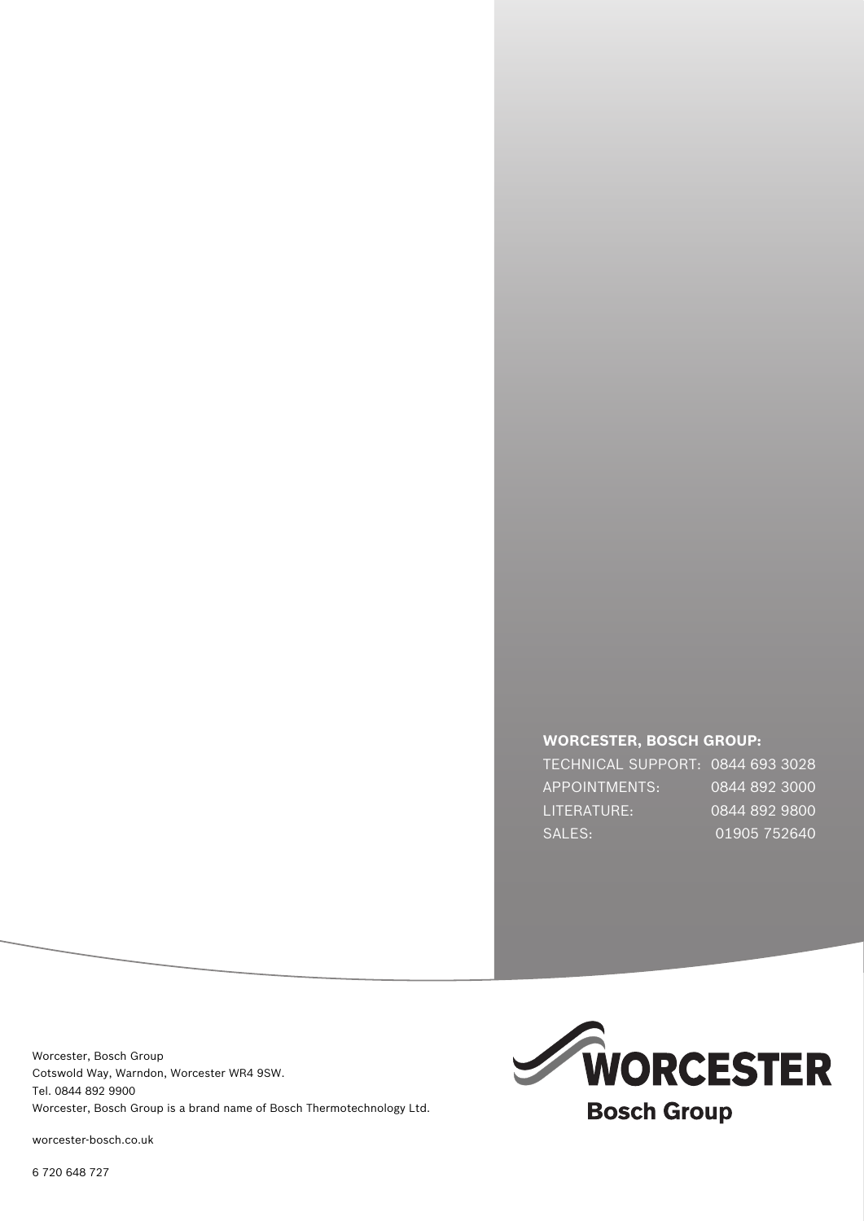**WORCESTER, BOSCH GROUP:**

| | |
|---|---|
| TECHNICAL SUPPORT: | 0844 693 3028 |
| APPOINTMENTS: | 0844 892 3000 |
| LITERATURE: | 0844 892 9800 |
| SALES: | 01905 752640 |

Worcester, Bosch Group
Cotswold Way, Warndon, Worcester WR4 9SW.
Tel. 0844 892 9900
Worcester, Bosch Group is a brand name of Bosch Thermotechnology Ltd.

worcester-bosch.co.uk

6 720 648 727

WORCESTER
Bosch Group